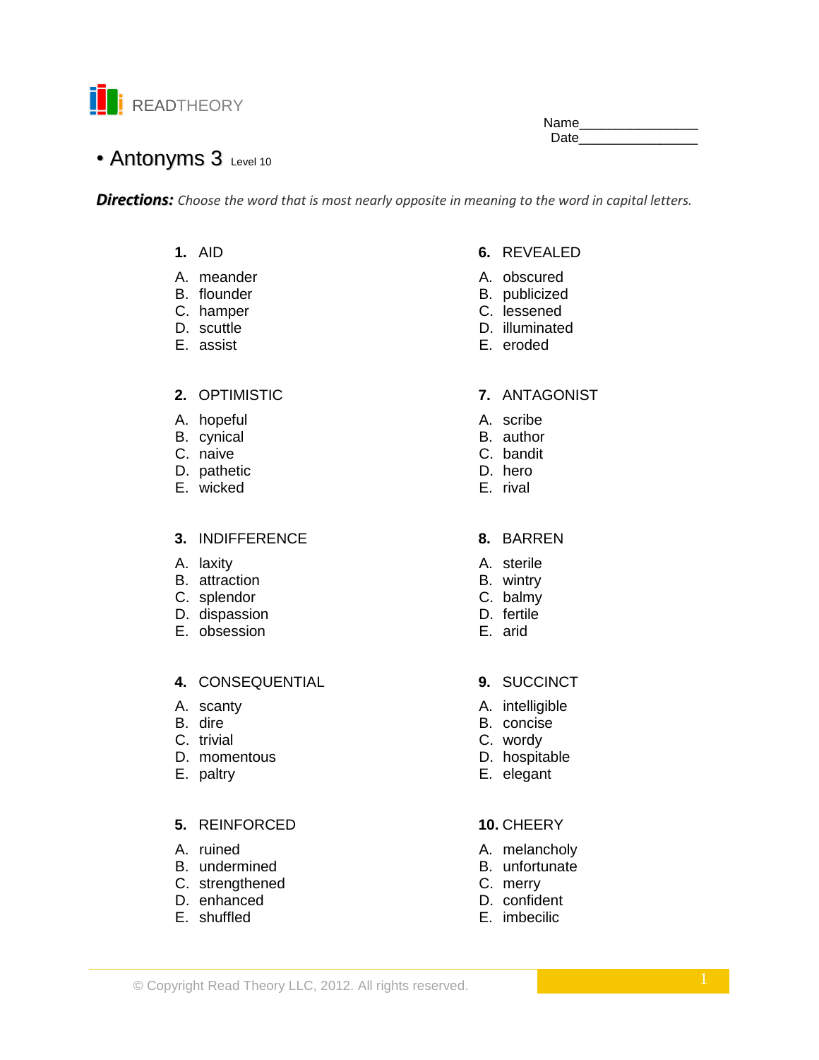READTHEORY

Name________________
Date________________

# • Antonyms 3 Level 10

***Directions:*** *Choose the word that is most nearly opposite in meaning to the word in capital letters.*

**1.** AID

A. meander
B. flounder
C. hamper
D. scuttle
E. assist

**2.** OPTIMISTIC

A. hopeful
B. cynical
C. naive
D. pathetic
E. wicked

**3.** INDIFFERENCE

A. laxity
B. attraction
C. splendor
D. dispassion
E. obsession

**4.** CONSEQUENTIAL

A. scanty
B. dire
C. trivial
D. momentous
E. paltry

**5.** REINFORCED

A. ruined
B. undermined
C. strengthened
D. enhanced
E. shuffled

**6.** REVEALED

A. obscured
B. publicized
C. lessened
D. illuminated
E. eroded

**7.** ANTAGONIST

A. scribe
B. author
C. bandit
D. hero
E. rival

**8.** BARREN

A. sterile
B. wintry
C. balmy
D. fertile
E. arid

**9.** SUCCINCT

A. intelligible
B. concise
C. wordy
D. hospitable
E. elegant

**10.** CHEERY

A. melancholy
B. unfortunate
C. merry
D. confident
E. imbecilic

© Copyright Read Theory LLC, 2012. All rights reserved.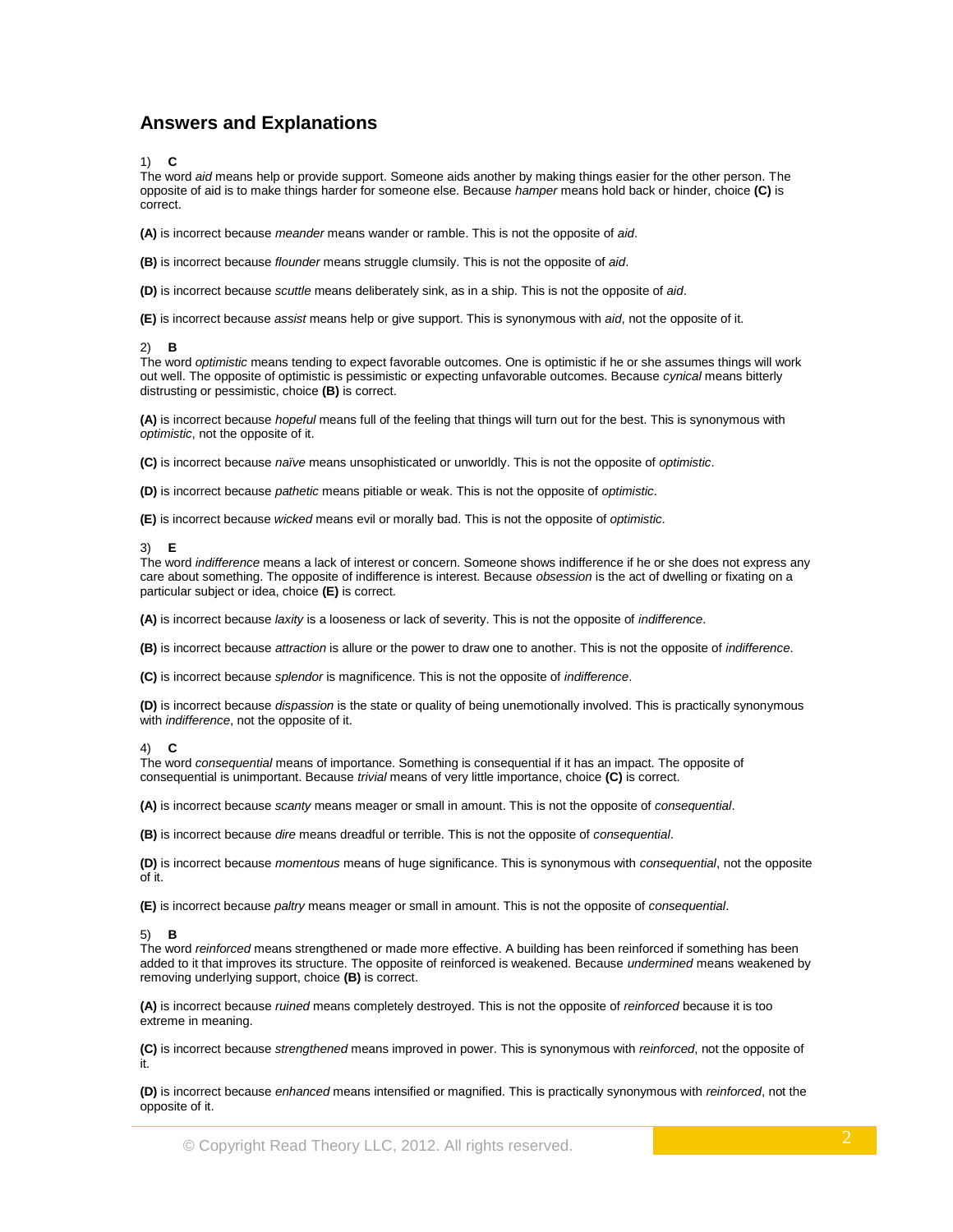## Answers and Explanations

1) **C**

The word *aid* means help or provide support. Someone aids another by making things easier for the other person. The opposite of aid is to make things harder for someone else. Because *hamper* means hold back or hinder, choice **(C)** is correct.

**(A)** is incorrect because *meander* means wander or ramble. This is not the opposite of *aid*.

**(B)** is incorrect because *flounder* means struggle clumsily. This is not the opposite of *aid*.

**(D)** is incorrect because *scuttle* means deliberately sink, as in a ship. This is not the opposite of *aid*.

**(E)** is incorrect because *assist* means help or give support. This is synonymous with *aid*, not the opposite of it.

2) **B**

The word *optimistic* means tending to expect favorable outcomes. One is optimistic if he or she assumes things will work out well. The opposite of optimistic is pessimistic or expecting unfavorable outcomes. Because *cynical* means bitterly distrusting or pessimistic, choice **(B)** is correct.

**(A)** is incorrect because *hopeful* means full of the feeling that things will turn out for the best. This is synonymous with *optimistic*, not the opposite of it.

**(C)** is incorrect because *naïve* means unsophisticated or unworldly. This is not the opposite of *optimistic*.

**(D)** is incorrect because *pathetic* means pitiable or weak. This is not the opposite of *optimistic*.

**(E)** is incorrect because *wicked* means evil or morally bad. This is not the opposite of *optimistic*.

3) **E**

The word *indifference* means a lack of interest or concern. Someone shows indifference if he or she does not express any care about something. The opposite of indifference is interest. Because *obsession* is the act of dwelling or fixating on a particular subject or idea, choice **(E)** is correct.

**(A)** is incorrect because *laxity* is a looseness or lack of severity. This is not the opposite of *indifference*.

**(B)** is incorrect because *attraction* is allure or the power to draw one to another. This is not the opposite of *indifference*.

**(C)** is incorrect because *splendor* is magnificence. This is not the opposite of *indifference*.

**(D)** is incorrect because *dispassion* is the state or quality of being unemotionally involved. This is practically synonymous with *indifference*, not the opposite of it.

4) **C**

The word *consequential* means of importance. Something is consequential if it has an impact. The opposite of consequential is unimportant. Because *trivial* means of very little importance, choice **(C)** is correct.

**(A)** is incorrect because *scanty* means meager or small in amount. This is not the opposite of *consequential*.

**(B)** is incorrect because *dire* means dreadful or terrible. This is not the opposite of *consequential*.

**(D)** is incorrect because *momentous* means of huge significance. This is synonymous with *consequential*, not the opposite of it.

**(E)** is incorrect because *paltry* means meager or small in amount. This is not the opposite of *consequential*.

5) **B**

The word *reinforced* means strengthened or made more effective. A building has been reinforced if something has been added to it that improves its structure. The opposite of reinforced is weakened. Because *undermined* means weakened by removing underlying support, choice **(B)** is correct.

**(A)** is incorrect because *ruined* means completely destroyed. This is not the opposite of *reinforced* because it is too extreme in meaning.

**(C)** is incorrect because *strengthened* means improved in power. This is synonymous with *reinforced*, not the opposite of it.

**(D)** is incorrect because *enhanced* means intensified or magnified. This is practically synonymous with *reinforced*, not the opposite of it.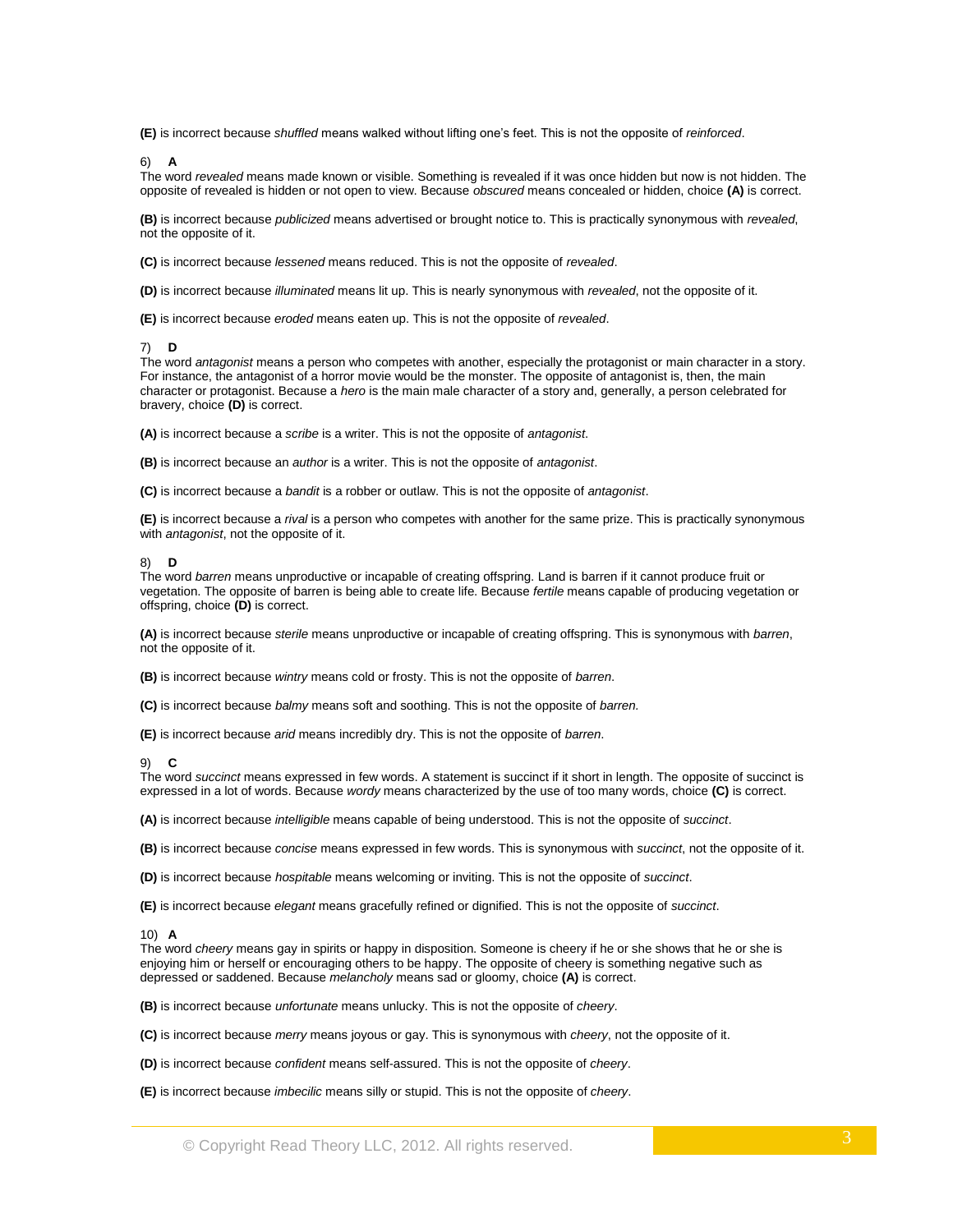**(E)** is incorrect because *shuffled* means walked without lifting one's feet. This is not the opposite of *reinforced*.

6) **A**
The word *revealed* means made known or visible. Something is revealed if it was once hidden but now is not hidden. The opposite of revealed is hidden or not open to view. Because *obscured* means concealed or hidden, choice **(A)** is correct.

**(B)** is incorrect because *publicized* means advertised or brought notice to. This is practically synonymous with *revealed*, not the opposite of it.

**(C)** is incorrect because *lessened* means reduced. This is not the opposite of *revealed*.

**(D)** is incorrect because *illuminated* means lit up. This is nearly synonymous with *revealed*, not the opposite of it.

**(E)** is incorrect because *eroded* means eaten up. This is not the opposite of *revealed*.

7) **D**
The word *antagonist* means a person who competes with another, especially the protagonist or main character in a story. For instance, the antagonist of a horror movie would be the monster. The opposite of antagonist is, then, the main character or protagonist. Because a *hero* is the main male character of a story and, generally, a person celebrated for bravery, choice **(D)** is correct.

**(A)** is incorrect because a *scribe* is a writer. This is not the opposite of *antagonist*.

**(B)** is incorrect because an *author* is a writer. This is not the opposite of *antagonist*.

**(C)** is incorrect because a *bandit* is a robber or outlaw. This is not the opposite of *antagonist*.

**(E)** is incorrect because a *rival* is a person who competes with another for the same prize. This is practically synonymous with *antagonist*, not the opposite of it.

8) **D**
The word *barren* means unproductive or incapable of creating offspring. Land is barren if it cannot produce fruit or vegetation. The opposite of barren is being able to create life. Because *fertile* means capable of producing vegetation or offspring, choice **(D)** is correct.

**(A)** is incorrect because *sterile* means unproductive or incapable of creating offspring. This is synonymous with *barren*, not the opposite of it.

**(B)** is incorrect because *wintry* means cold or frosty. This is not the opposite of *barren*.

**(C)** is incorrect because *balmy* means soft and soothing. This is not the opposite of *barren.*

**(E)** is incorrect because *arid* means incredibly dry. This is not the opposite of *barren*.

9) **C**
The word *succinct* means expressed in few words. A statement is succinct if it short in length. The opposite of succinct is expressed in a lot of words. Because *wordy* means characterized by the use of too many words, choice **(C)** is correct.

**(A)** is incorrect because *intelligible* means capable of being understood. This is not the opposite of *succinct*.

**(B)** is incorrect because *concise* means expressed in few words. This is synonymous with *succinct*, not the opposite of it.

**(D)** is incorrect because *hospitable* means welcoming or inviting. This is not the opposite of *succinct*.

**(E)** is incorrect because *elegant* means gracefully refined or dignified. This is not the opposite of *succinct*.

10) **A**
The word *cheery* means gay in spirits or happy in disposition. Someone is cheery if he or she shows that he or she is enjoying him or herself or encouraging others to be happy. The opposite of cheery is something negative such as depressed or saddened. Because *melancholy* means sad or gloomy, choice **(A)** is correct.

**(B)** is incorrect because *unfortunate* means unlucky. This is not the opposite of *cheery*.

**(C)** is incorrect because *merry* means joyous or gay. This is synonymous with *cheery*, not the opposite of it.

**(D)** is incorrect because *confident* means self-assured. This is not the opposite of *cheery*.

**(E)** is incorrect because *imbecilic* means silly or stupid. This is not the opposite of *cheery*.

© Copyright Read Theory LLC, 2012. All rights reserved.